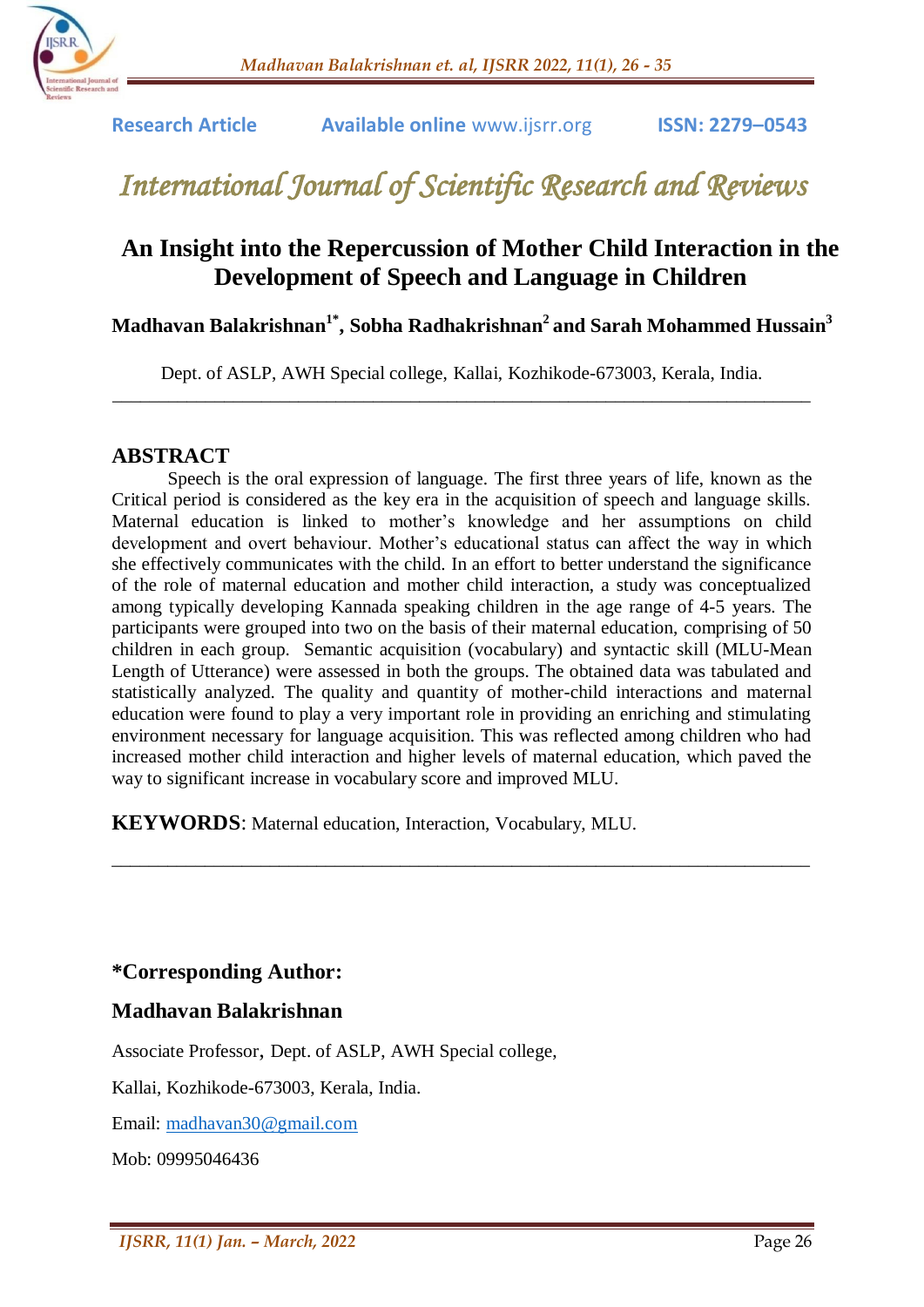Research Article Available online www.ijsrr.org ISSN: 2279–0543

# International Journal of Scientific Research and Reviews

## An Insight into the Repercussion of Mother Child Interaction in the Development of Speech and Language in Children

**Madhavan Balakrishnan[1*], Sobha Radhakrishnan[2] and Sarah Mohammed Hussain[3]**

Dept. of ASLP, AWH Special college, Kallai, Kozhikode-673003, Kerala, India.

## ABSTRACT

Speech is the oral expression of language. The first three years of life, known as the Critical period is considered as the key era in the acquisition of speech and language skills. Maternal education is linked to mother's knowledge and her assumptions on child development and overt behaviour. Mother's educational status can affect the way in which she effectively communicates with the child. In an effort to better understand the significance of the role of maternal education and mother child interaction, a study was conceptualized among typically developing Kannada speaking children in the age range of 4-5 years. The participants were grouped into two on the basis of their maternal education, comprising of 50 children in each group. Semantic acquisition (vocabulary) and syntactic skill (MLU-Mean Length of Utterance) were assessed in both the groups. The obtained data was tabulated and statistically analyzed. The quality and quantity of mother-child interactions and maternal education were found to play a very important role in providing an enriching and stimulating environment necessary for language acquisition. This was reflected among children who had increased mother child interaction and higher levels of maternal education, which paved the way to significant increase in vocabulary score and improved MLU.

**KEYWORDS**: Maternal education, Interaction, Vocabulary, MLU.

**\*Corresponding Author:**

**Madhavan Balakrishnan**

Associate Professor, Dept. of ASLP, AWH Special college,

Kallai, Kozhikode-673003, Kerala, India.

Email: madhavan30@gmail.com

Mob: 09995046436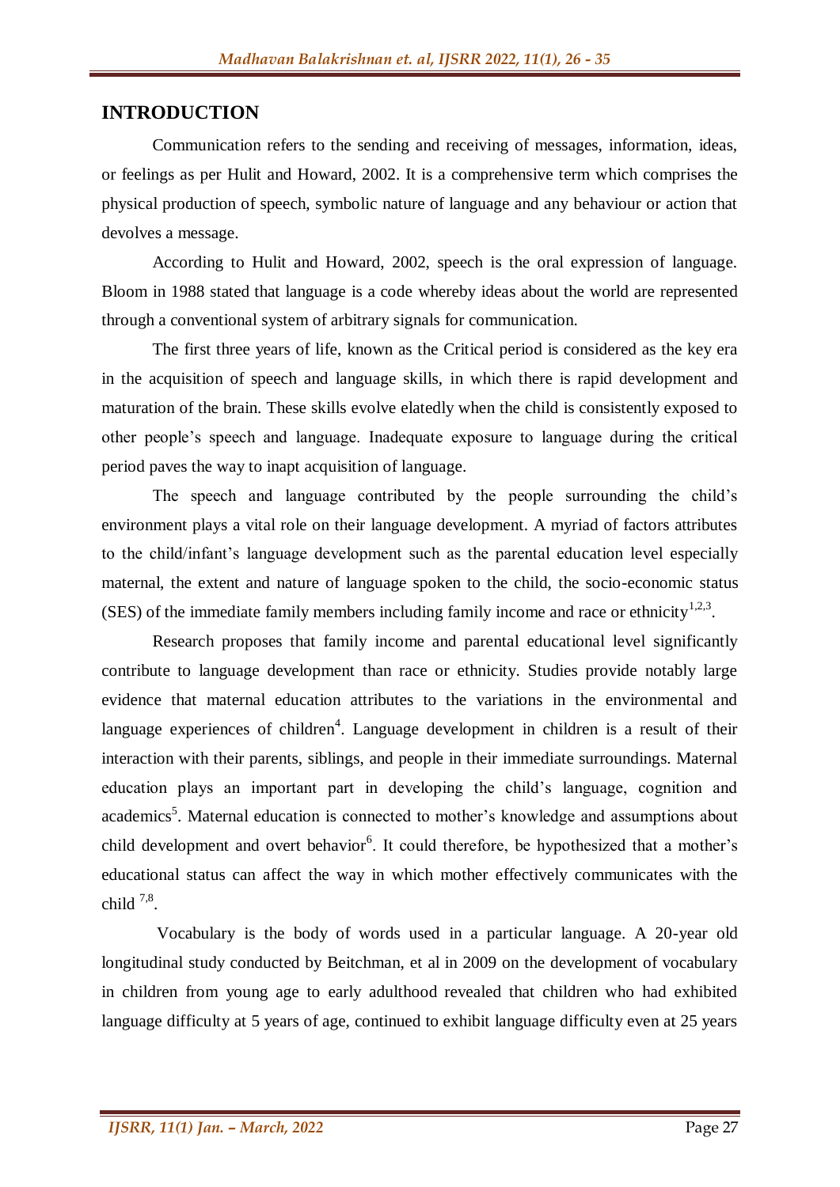## INTRODUCTION

Communication refers to the sending and receiving of messages, information, ideas, or feelings as per Hulit and Howard, 2002. It is a comprehensive term which comprises the physical production of speech, symbolic nature of language and any behaviour or action that devolves a message.

According to Hulit and Howard, 2002, speech is the oral expression of language. Bloom in 1988 stated that language is a code whereby ideas about the world are represented through a conventional system of arbitrary signals for communication.

The first three years of life, known as the Critical period is considered as the key era in the acquisition of speech and language skills, in which there is rapid development and maturation of the brain. These skills evolve elatedly when the child is consistently exposed to other people's speech and language. Inadequate exposure to language during the critical period paves the way to inapt acquisition of language.

The speech and language contributed by the people surrounding the child's environment plays a vital role on their language development. A myriad of factors attributes to the child/infant's language development such as the parental education level especially maternal, the extent and nature of language spoken to the child, the socio-economic status (SES) of the immediate family members including family income and race or ethnicity[1,2,3].

Research proposes that family income and parental educational level significantly contribute to language development than race or ethnicity. Studies provide notably large evidence that maternal education attributes to the variations in the environmental and language experiences of children[4]. Language development in children is a result of their interaction with their parents, siblings, and people in their immediate surroundings. Maternal education plays an important part in developing the child's language, cognition and academics[5]. Maternal education is connected to mother's knowledge and assumptions about child development and overt behavior[6]. It could therefore, be hypothesized that a mother's educational status can affect the way in which mother effectively communicates with the child [7,8].

Vocabulary is the body of words used in a particular language. A 20-year old longitudinal study conducted by Beitchman, et al in 2009 on the development of vocabulary in children from young age to early adulthood revealed that children who had exhibited language difficulty at 5 years of age, continued to exhibit language difficulty even at 25 years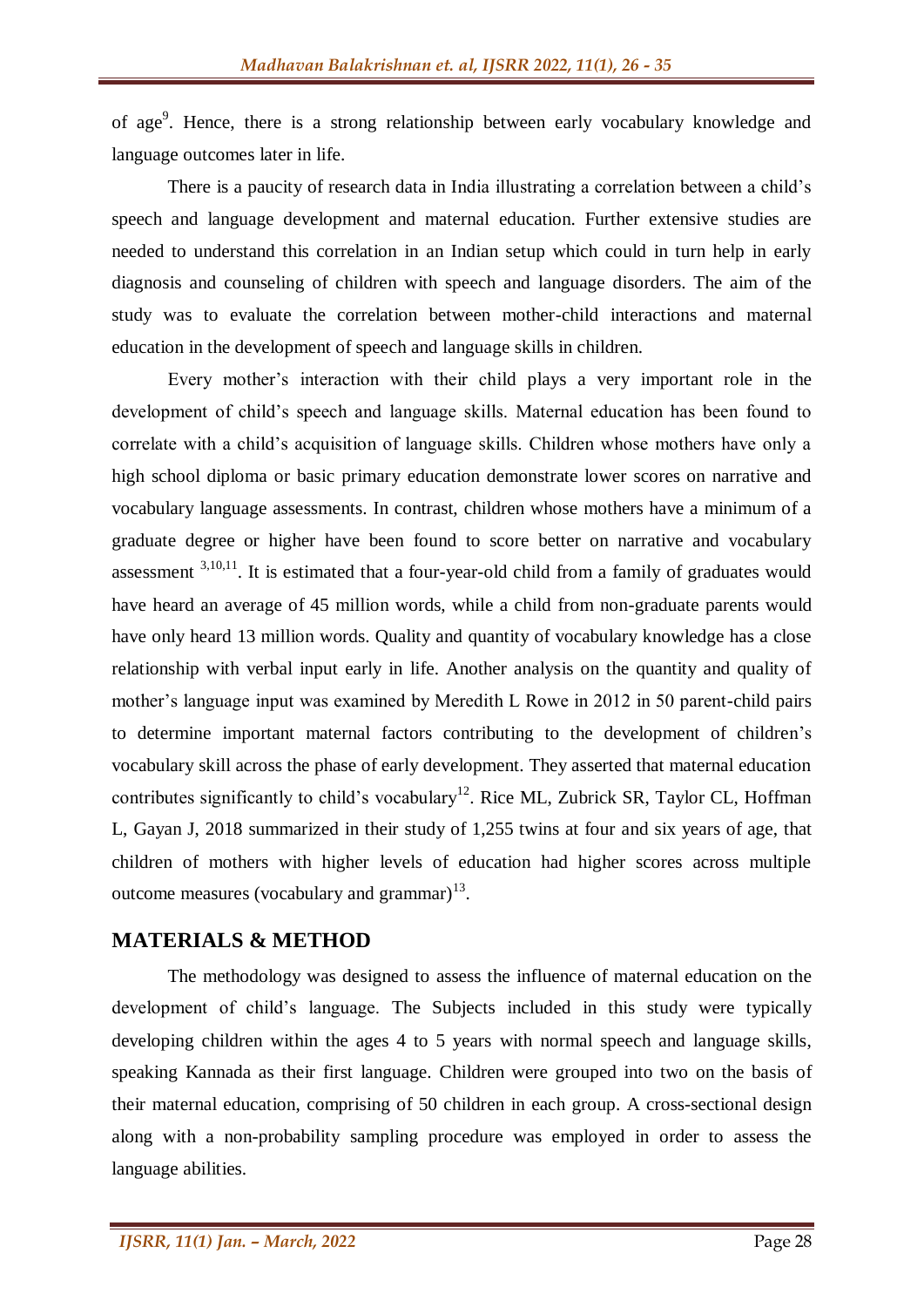of age[9]. Hence, there is a strong relationship between early vocabulary knowledge and language outcomes later in life.

There is a paucity of research data in India illustrating a correlation between a child's speech and language development and maternal education. Further extensive studies are needed to understand this correlation in an Indian setup which could in turn help in early diagnosis and counseling of children with speech and language disorders. The aim of the study was to evaluate the correlation between mother-child interactions and maternal education in the development of speech and language skills in children.

Every mother's interaction with their child plays a very important role in the development of child's speech and language skills. Maternal education has been found to correlate with a child's acquisition of language skills. Children whose mothers have only a high school diploma or basic primary education demonstrate lower scores on narrative and vocabulary language assessments. In contrast, children whose mothers have a minimum of a graduate degree or higher have been found to score better on narrative and vocabulary assessment [3,10,11]. It is estimated that a four-year-old child from a family of graduates would have heard an average of 45 million words, while a child from non-graduate parents would have only heard 13 million words. Quality and quantity of vocabulary knowledge has a close relationship with verbal input early in life. Another analysis on the quantity and quality of mother's language input was examined by Meredith L Rowe in 2012 in 50 parent-child pairs to determine important maternal factors contributing to the development of children's vocabulary skill across the phase of early development. They asserted that maternal education contributes significantly to child's vocabulary[12]. Rice ML, Zubrick SR, Taylor CL, Hoffman L, Gayan J, 2018 summarized in their study of 1,255 twins at four and six years of age, that children of mothers with higher levels of education had higher scores across multiple outcome measures (vocabulary and grammar)[13].

## MATERIALS & METHOD

The methodology was designed to assess the influence of maternal education on the development of child's language. The Subjects included in this study were typically developing children within the ages 4 to 5 years with normal speech and language skills, speaking Kannada as their first language. Children were grouped into two on the basis of their maternal education, comprising of 50 children in each group. A cross-sectional design along with a non-probability sampling procedure was employed in order to assess the language abilities.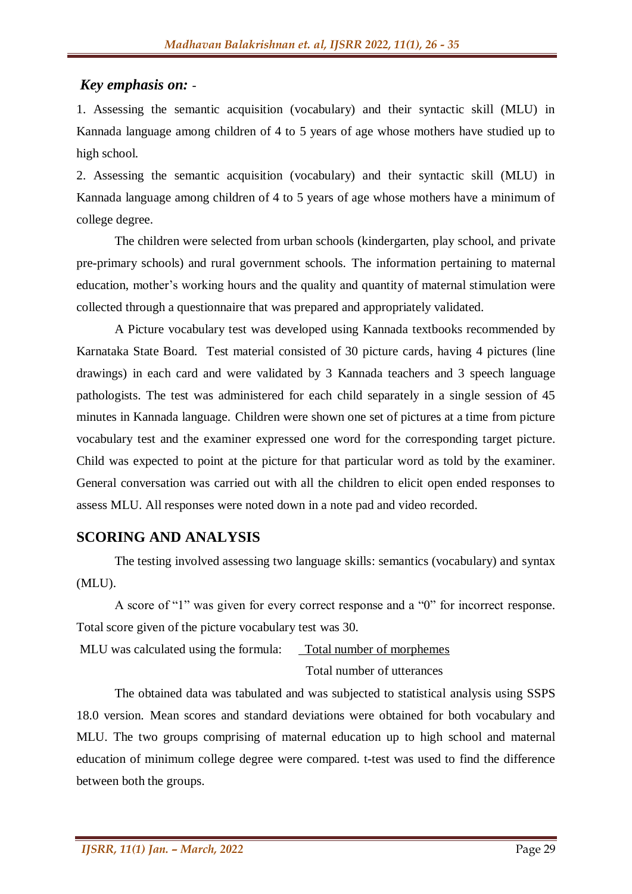***Key emphasis on:*** -

1. Assessing the semantic acquisition (vocabulary) and their syntactic skill (MLU) in Kannada language among children of 4 to 5 years of age whose mothers have studied up to high school.

2. Assessing the semantic acquisition (vocabulary) and their syntactic skill (MLU) in Kannada language among children of 4 to 5 years of age whose mothers have a minimum of college degree.

The children were selected from urban schools (kindergarten, play school, and private pre-primary schools) and rural government schools. The information pertaining to maternal education, mother's working hours and the quality and quantity of maternal stimulation were collected through a questionnaire that was prepared and appropriately validated.

A Picture vocabulary test was developed using Kannada textbooks recommended by Karnataka State Board. Test material consisted of 30 picture cards, having 4 pictures (line drawings) in each card and were validated by 3 Kannada teachers and 3 speech language pathologists. The test was administered for each child separately in a single session of 45 minutes in Kannada language. Children were shown one set of pictures at a time from picture vocabulary test and the examiner expressed one word for the corresponding target picture. Child was expected to point at the picture for that particular word as told by the examiner. General conversation was carried out with all the children to elicit open ended responses to assess MLU. All responses were noted down in a note pad and video recorded.

## SCORING AND ANALYSIS

The testing involved assessing two language skills: semantics (vocabulary) and syntax (MLU).

A score of "1" was given for every correct response and a "0" for incorrect response. Total score given of the picture vocabulary test was 30.

MLU was calculated using the formula:

$$\frac{\text{Total number of morphemes}}{\text{Total number of utterances}}$$

The obtained data was tabulated and was subjected to statistical analysis using SSPS 18.0 version. Mean scores and standard deviations were obtained for both vocabulary and MLU. The two groups comprising of maternal education up to high school and maternal education of minimum college degree were compared. t-test was used to find the difference between both the groups.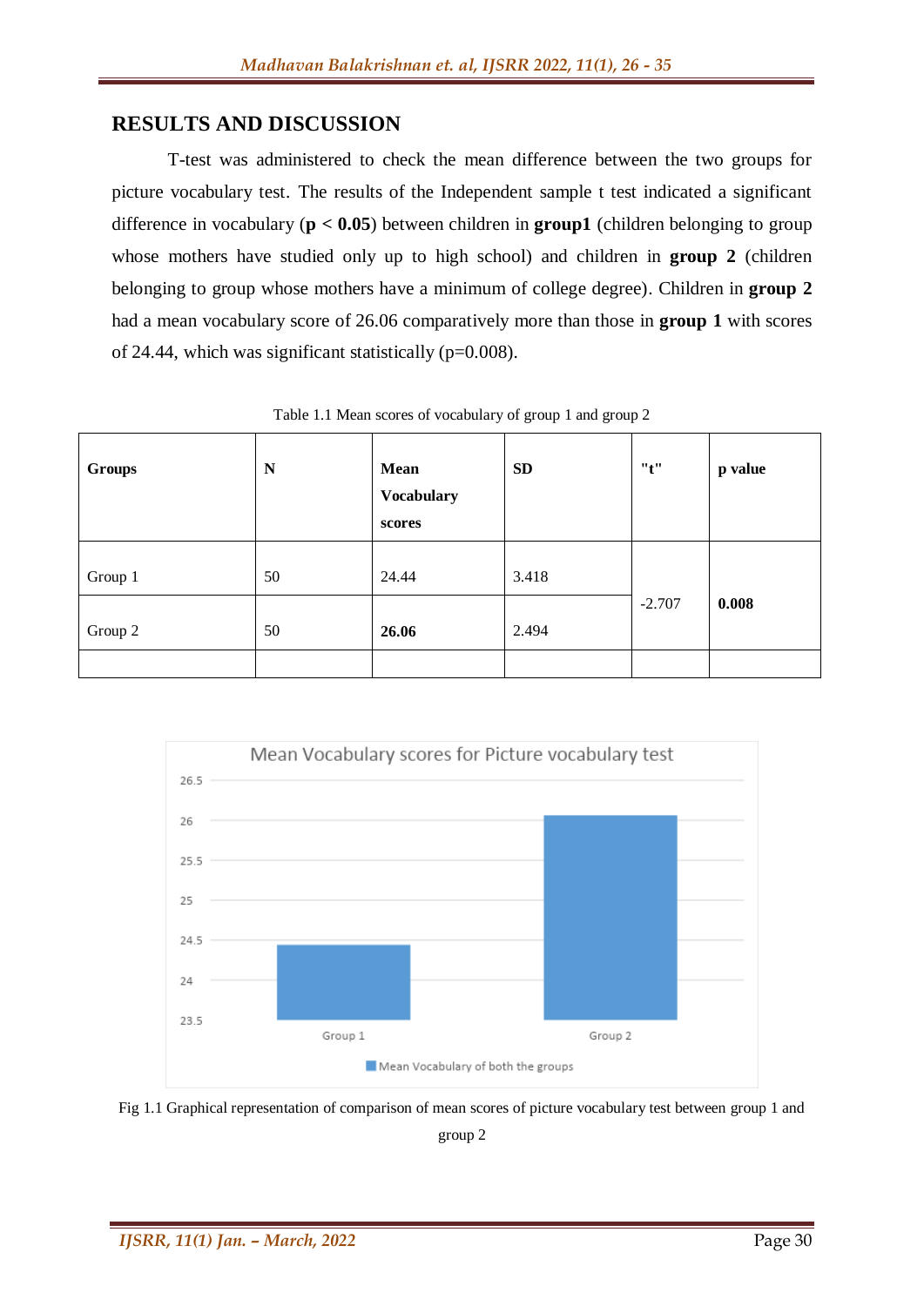## RESULTS AND DISCUSSION

T-test was administered to check the mean difference between the two groups for picture vocabulary test. The results of the Independent sample t test indicated a significant difference in vocabulary (**p < 0.05**) between children in **group1** (children belonging to group whose mothers have studied only up to high school) and children in **group 2** (children belonging to group whose mothers have a minimum of college degree). Children in **group 2** had a mean vocabulary score of 26.06 comparatively more than those in **group 1** with scores of 24.44, which was significant statistically (p=0.008).

Table 1.1 Mean scores of vocabulary of group 1 and group 2

| **Groups** | **N** | **Mean Vocabulary scores** | **SD** | **"t"** | **p value** |
|---|---|---|---|---|---|
| Group 1 | 50 | 24.44 | 3.418 | -2.707 | **0.008** |
| Group 2 | 50 | **26.06** | 2.494 | | |
| | | | | | |

Mean Vocabulary scores for Picture vocabulary test

26.5
26
25.5
25
24.5
24
23.5

Group 1
Group 2

Mean Vocabulary of both the groups

Fig 1.1 Graphical representation of comparison of mean scores of picture vocabulary test between group 1 and group 2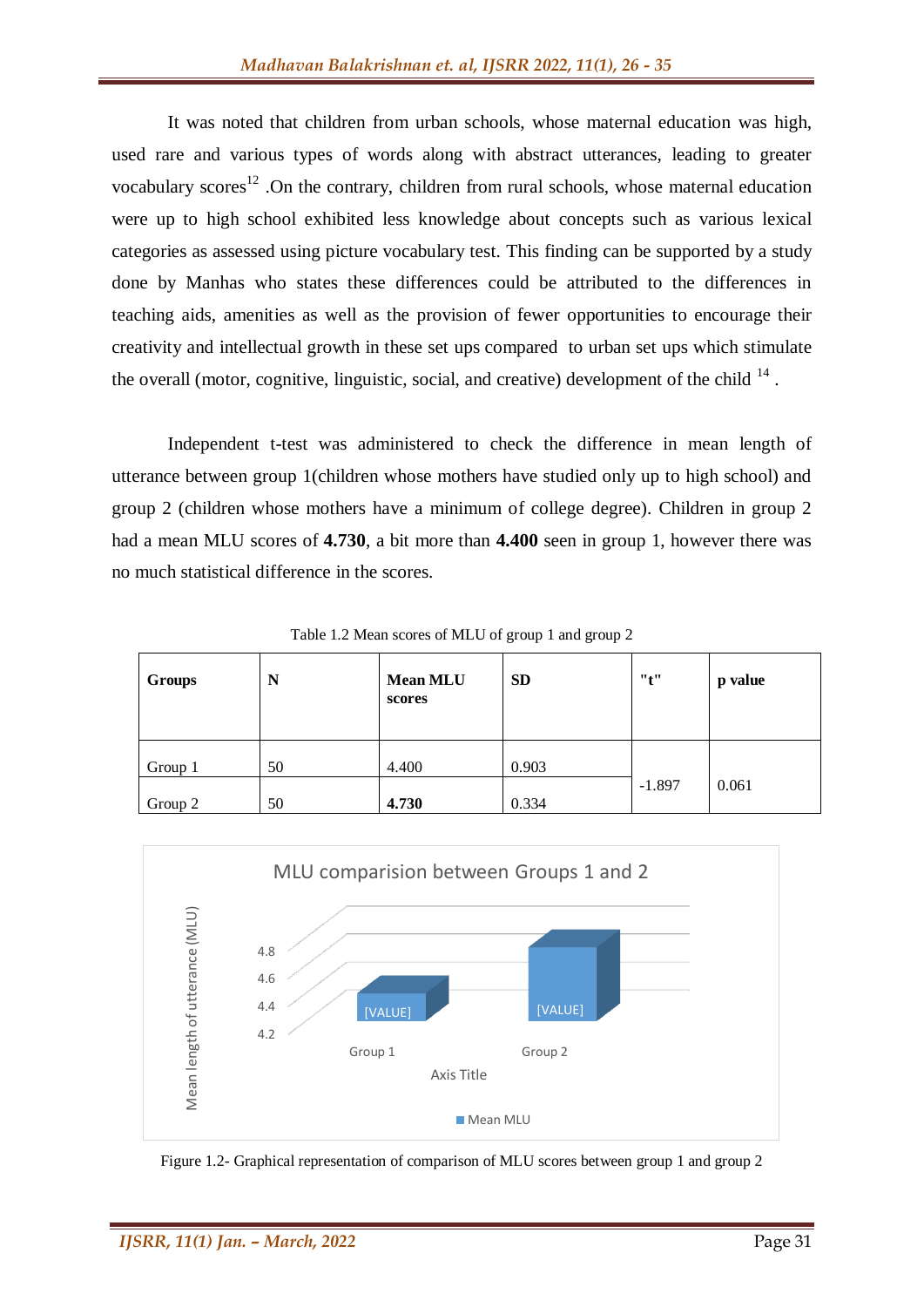It was noted that children from urban schools, whose maternal education was high, used rare and various types of words along with abstract utterances, leading to greater vocabulary scores[12] .On the contrary, children from rural schools, whose maternal education were up to high school exhibited less knowledge about concepts such as various lexical categories as assessed using picture vocabulary test. This finding can be supported by a study done by Manhas who states these differences could be attributed to the differences in teaching aids, amenities as well as the provision of fewer opportunities to encourage their creativity and intellectual growth in these set ups compared to urban set ups which stimulate the overall (motor, cognitive, linguistic, social, and creative) development of the child [14] .

Independent t-test was administered to check the difference in mean length of utterance between group 1(children whose mothers have studied only up to high school) and group 2 (children whose mothers have a minimum of college degree). Children in group 2 had a mean MLU scores of **4.730**, a bit more than **4.400** seen in group 1, however there was no much statistical difference in the scores.

Table 1.2 Mean scores of MLU of group 1 and group 2

| **Groups** | **N** | **Mean MLU scores** | **SD** | **"t"** | **p value** |
|---|---|---|---|---|---|
| Group 1 | 50 | 4.400 | 0.903 | -1.897 | 0.061 |
| Group 2 | 50 | **4.730** | 0.334 | | |

MLU comparision between Groups 1 and 2

Mean length of utterance (MLU)

4.8
4.6
4.4
4.2

[VALUE]
[VALUE]

Group 1
Group 2

Axis Title

Mean MLU

Figure 1.2- Graphical representation of comparison of MLU scores between group 1 and group 2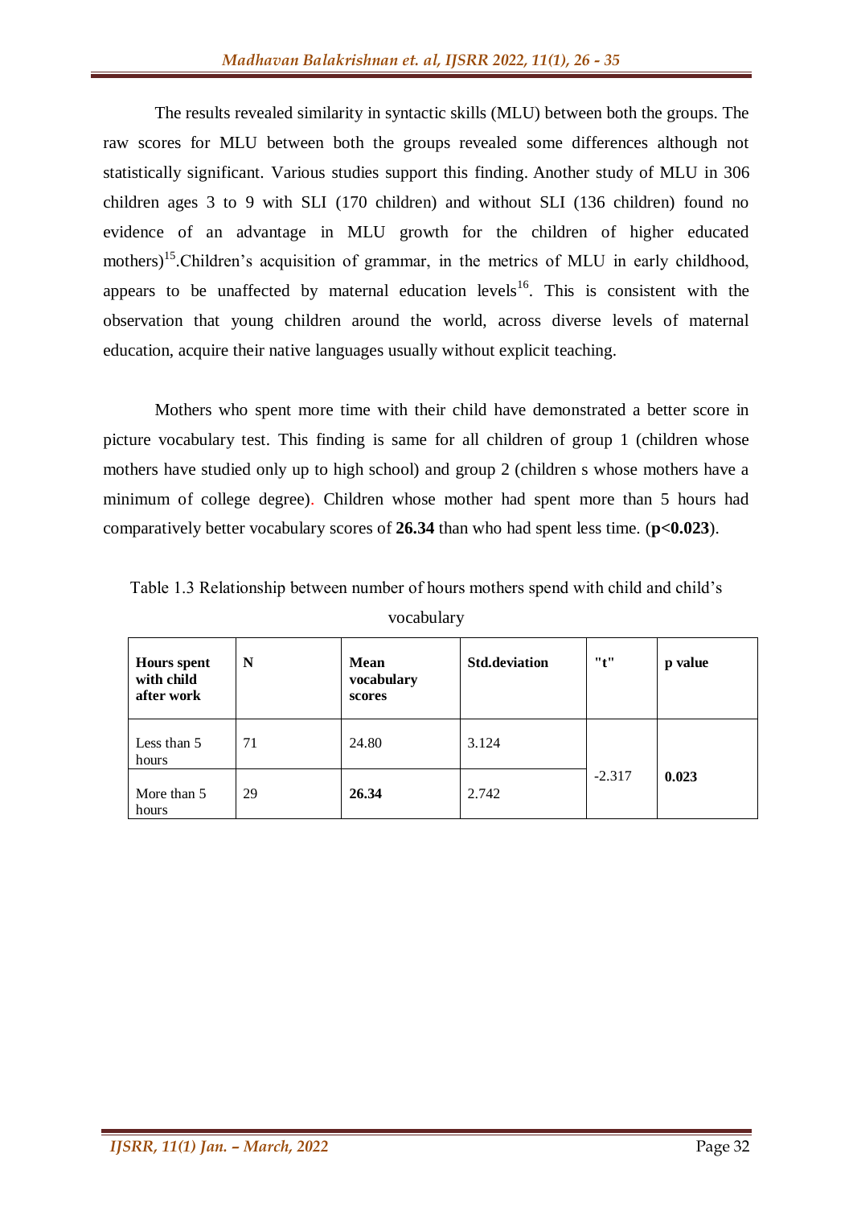The results revealed similarity in syntactic skills (MLU) between both the groups. The raw scores for MLU between both the groups revealed some differences although not statistically significant. Various studies support this finding. Another study of MLU in 306 children ages 3 to 9 with SLI (170 children) and without SLI (136 children) found no evidence of an advantage in MLU growth for the children of higher educated mothers)[15].Children's acquisition of grammar, in the metrics of MLU in early childhood, appears to be unaffected by maternal education levels[16]. This is consistent with the observation that young children around the world, across diverse levels of maternal education, acquire their native languages usually without explicit teaching.

Mothers who spent more time with their child have demonstrated a better score in picture vocabulary test. This finding is same for all children of group 1 (children whose mothers have studied only up to high school) and group 2 (children s whose mothers have a minimum of college degree). Children whose mother had spent more than 5 hours had comparatively better vocabulary scores of **26.34** than who had spent less time. (**$p<0.023$**).

Table 1.3 Relationship between number of hours mothers spend with child and child's vocabulary

| **Hours spent with child after work** | **N** | **Mean vocabulary scores** | **Std.deviation** | **"t"** | **p value** |
|---|---|---|---|---|---|
| Less than 5 hours | 71 | 24.80 | 3.124 | -2.317 | **0.023** |
| More than 5 hours | 29 | **26.34** | 2.742 | | |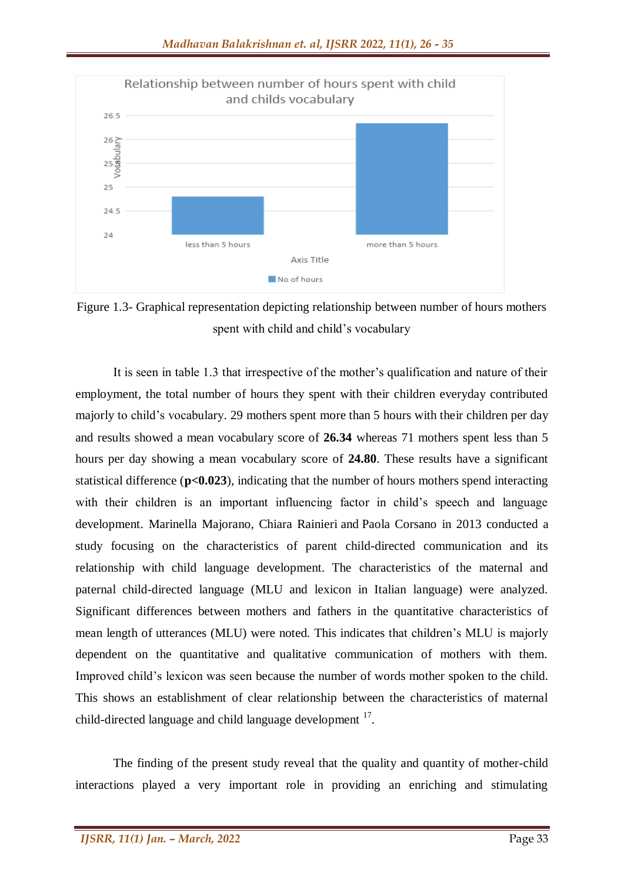Relationship between number of hours spent with child and childs vocabulary

Vocabulary

26.5
26
25.5
25
24.5
24

less than 5 hours
more than 5 hours

Axis Title

No of hours

Figure 1.3- Graphical representation depicting relationship between number of hours mothers spent with child and child's vocabulary

It is seen in table 1.3 that irrespective of the mother's qualification and nature of their employment, the total number of hours they spent with their children everyday contributed majorly to child's vocabulary. 29 mothers spent more than 5 hours with their children per day and results showed a mean vocabulary score of **26.34** whereas 71 mothers spent less than 5 hours per day showing a mean vocabulary score of **24.80**. These results have a significant statistical difference (**p<0.023**), indicating that the number of hours mothers spend interacting with their children is an important influencing factor in child's speech and language development. Marinella Majorano, Chiara Rainieri and Paola Corsano in 2013 conducted a study focusing on the characteristics of parent child-directed communication and its relationship with child language development. The characteristics of the maternal and paternal child-directed language (MLU and lexicon in Italian language) were analyzed. Significant differences between mothers and fathers in the quantitative characteristics of mean length of utterances (MLU) were noted. This indicates that children's MLU is majorly dependent on the quantitative and qualitative communication of mothers with them. Improved child's lexicon was seen because the number of words mother spoken to the child. This shows an establishment of clear relationship between the characteristics of maternal child-directed language and child language development [17].

The finding of the present study reveal that the quality and quantity of mother-child interactions played a very important role in providing an enriching and stimulating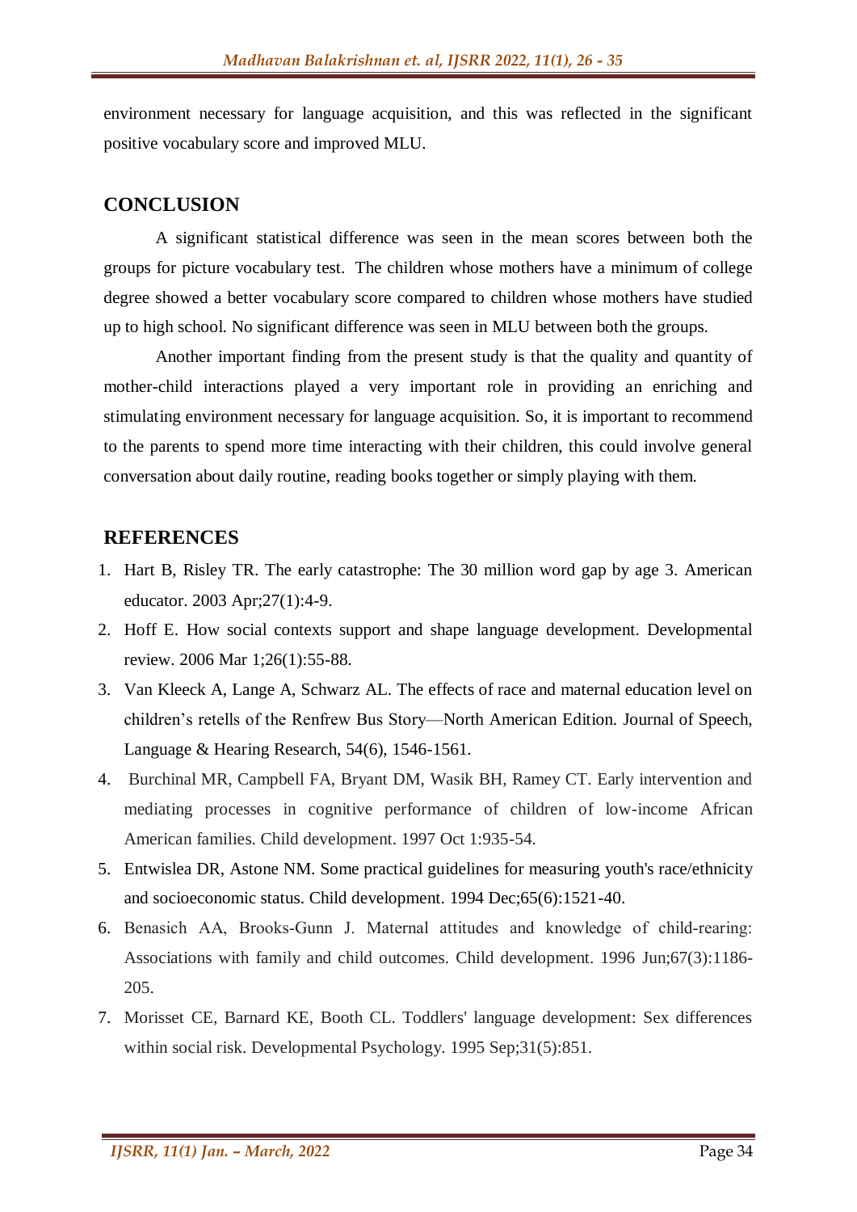environment necessary for language acquisition, and this was reflected in the significant positive vocabulary score and improved MLU.

## CONCLUSION

A significant statistical difference was seen in the mean scores between both the groups for picture vocabulary test. The children whose mothers have a minimum of college degree showed a better vocabulary score compared to children whose mothers have studied up to high school. No significant difference was seen in MLU between both the groups.

Another important finding from the present study is that the quality and quantity of mother-child interactions played a very important role in providing an enriching and stimulating environment necessary for language acquisition. So, it is important to recommend to the parents to spend more time interacting with their children, this could involve general conversation about daily routine, reading books together or simply playing with them.

## REFERENCES

1. Hart B, Risley TR. The early catastrophe: The 30 million word gap by age 3. American educator. 2003 Apr;27(1):4-9.
2. Hoff E. How social contexts support and shape language development. Developmental review. 2006 Mar 1;26(1):55-88.
3. Van Kleeck A, Lange A, Schwarz AL. The effects of race and maternal education level on children's retells of the Renfrew Bus Story—North American Edition. Journal of Speech, Language & Hearing Research, 54(6), 1546-1561.
4. Burchinal MR, Campbell FA, Bryant DM, Wasik BH, Ramey CT. Early intervention and mediating processes in cognitive performance of children of low-income African American families. Child development. 1997 Oct 1:935-54.
5. Entwislea DR, Astone NM. Some practical guidelines for measuring youth's race/ethnicity and socioeconomic status. Child development. 1994 Dec;65(6):1521-40.
6. Benasich AA, Brooks-Gunn J. Maternal attitudes and knowledge of child-rearing: Associations with family and child outcomes. Child development. 1996 Jun;67(3):1186-205.
7. Morisset CE, Barnard KE, Booth CL. Toddlers' language development: Sex differences within social risk. Developmental Psychology. 1995 Sep;31(5):851.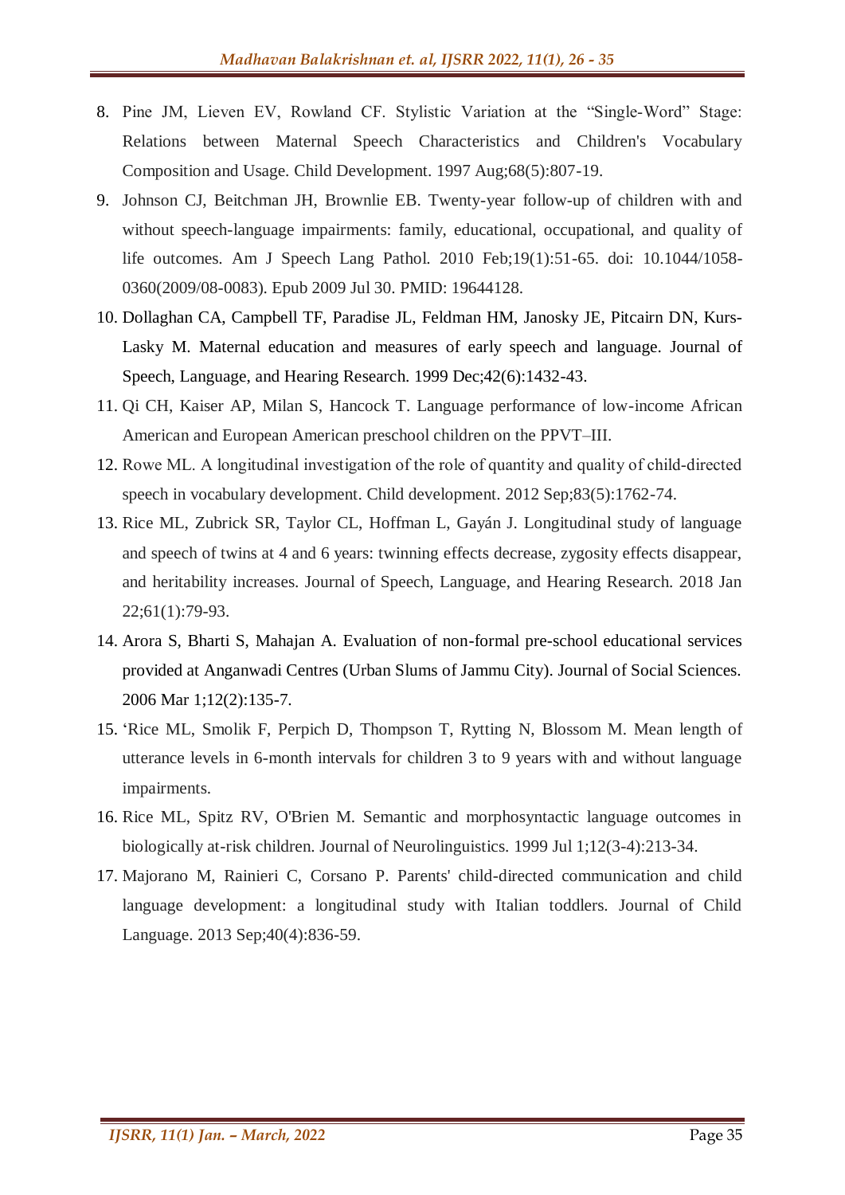8. Pine JM, Lieven EV, Rowland CF. Stylistic Variation at the "Single-Word" Stage: Relations between Maternal Speech Characteristics and Children's Vocabulary Composition and Usage. Child Development. 1997 Aug;68(5):807-19.
9. Johnson CJ, Beitchman JH, Brownlie EB. Twenty-year follow-up of children with and without speech-language impairments: family, educational, occupational, and quality of life outcomes. Am J Speech Lang Pathol. 2010 Feb;19(1):51-65. doi: 10.1044/1058-0360(2009/08-0083). Epub 2009 Jul 30. PMID: 19644128.
10. Dollaghan CA, Campbell TF, Paradise JL, Feldman HM, Janosky JE, Pitcairn DN, Kurs-Lasky M. Maternal education and measures of early speech and language. Journal of Speech, Language, and Hearing Research. 1999 Dec;42(6):1432-43.
11. Qi CH, Kaiser AP, Milan S, Hancock T. Language performance of low-income African American and European American preschool children on the PPVT–III.
12. Rowe ML. A longitudinal investigation of the role of quantity and quality of child-directed speech in vocabulary development. Child development. 2012 Sep;83(5):1762-74.
13. Rice ML, Zubrick SR, Taylor CL, Hoffman L, Gayán J. Longitudinal study of language and speech of twins at 4 and 6 years: twinning effects decrease, zygosity effects disappear, and heritability increases. Journal of Speech, Language, and Hearing Research. 2018 Jan 22;61(1):79-93.
14. Arora S, Bharti S, Mahajan A. Evaluation of non-formal pre-school educational services provided at Anganwadi Centres (Urban Slums of Jammu City). Journal of Social Sciences. 2006 Mar 1;12(2):135-7.
15. 'Rice ML, Smolik F, Perpich D, Thompson T, Rytting N, Blossom M. Mean length of utterance levels in 6-month intervals for children 3 to 9 years with and without language impairments.
16. Rice ML, Spitz RV, O'Brien M. Semantic and morphosyntactic language outcomes in biologically at-risk children. Journal of Neurolinguistics. 1999 Jul 1;12(3-4):213-34.
17. Majorano M, Rainieri C, Corsano P. Parents' child-directed communication and child language development: a longitudinal study with Italian toddlers. Journal of Child Language. 2013 Sep;40(4):836-59.